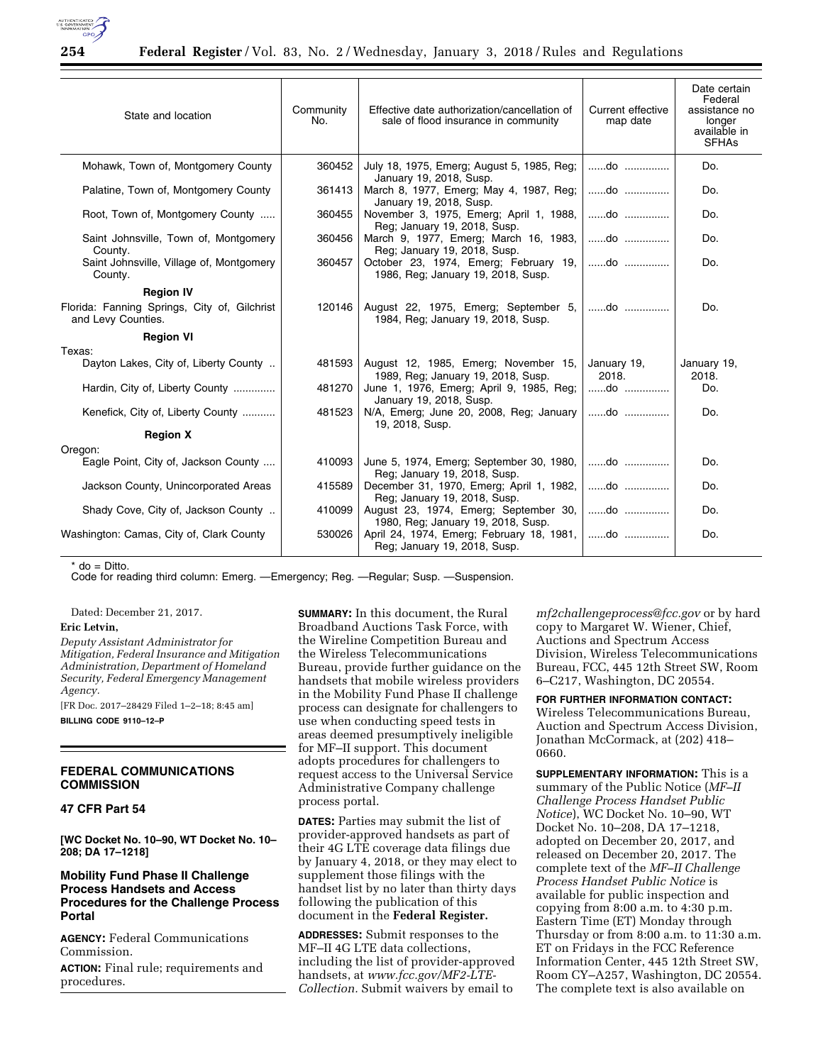| State and location | Community No. | Effective date authorization/cancellation of sale of flood insurance in community | Current effective map date | Date certain Federal assistance no longer available in SFHAs |
|---|---|---|---|---|
| Mohawk, Town of, Montgomery County | 360452 | July 18, 1975, Emerg; August 5, 1985, Reg; January 19, 2018, Susp. | ......do ............... | Do. |
| Palatine, Town of, Montgomery County | 361413 | March 8, 1977, Emerg; May 4, 1987, Reg; January 19, 2018, Susp. | ......do ............... | Do. |
| Root, Town of, Montgomery County ..... | 360455 | November 3, 1975, Emerg; April 1, 1988, Reg; January 19, 2018, Susp. | ......do ............... | Do. |
| Saint Johnsville, Town of, Montgomery County. | 360456 | March 9, 1977, Emerg; March 16, 1983, Reg; January 19, 2018, Susp. | ......do ............... | Do. |
| Saint Johnsville, Village of, Montgomery County. | 360457 | October 23, 1974, Emerg; February 19, 1986, Reg; January 19, 2018, Susp. | ......do ............... | Do. |
| **Region IV** | | | | |
| Florida: Fanning Springs, City of, Gilchrist and Levy Counties. | 120146 | August 22, 1975, Emerg; September 5, 1984, Reg; January 19, 2018, Susp. | ......do ............... | Do. |
| **Region VI** | | | | |
| Texas: | | | | |
| Dayton Lakes, City of, Liberty County .. | 481593 | August 12, 1985, Emerg; November 15, 1989, Reg; January 19, 2018, Susp. | January 19, 2018. | January 19, 2018. |
| Hardin, City of, Liberty County ............. | 481270 | June 1, 1976, Emerg; April 9, 1985, Reg; January 19, 2018, Susp. | ......do ............... | Do. |
| Kenefick, City of, Liberty County ........... | 481523 | N/A, Emerg; June 20, 2008, Reg; January 19, 2018, Susp. | ......do ............... | Do. |
| **Region X** | | | | |
| Oregon: | | | | |
| Eagle Point, City of, Jackson County .... | 410093 | June 5, 1974, Emerg; September 30, 1980, Reg; January 19, 2018, Susp. | ......do ............... | Do. |
| Jackson County, Unincorporated Areas | 415589 | December 31, 1970, Emerg; April 1, 1982, Reg; January 19, 2018, Susp. | ......do ............... | Do. |
| Shady Cove, City of, Jackson County .. | 410099 | August 23, 1974, Emerg; September 30, 1980, Reg; January 19, 2018, Susp. | ......do ............... | Do. |
| Washington: Camas, City of, Clark County | 530026 | April 24, 1974, Emerg; February 18, 1981, Reg; January 19, 2018, Susp. | ......do ............... | Do. |

* do = Ditto.

Code for reading third column: Emerg. —Emergency; Reg. —Regular; Susp. —Suspension.

Dated: December 21, 2017.

**Eric Letvin,**

*Deputy Assistant Administrator for Mitigation, Federal Insurance and Mitigation Administration, Department of Homeland Security, Federal Emergency Management Agency.*

[FR Doc. 2017–28429 Filed 1–2–18; 8:45 am]

**BILLING CODE 9110–12–P**

## FEDERAL COMMUNICATIONS COMMISSION

### 47 CFR Part 54

**[WC Docket No. 10–90, WT Docket No. 10–208; DA 17–1218]**

### Mobility Fund Phase II Challenge Process Handsets and Access Procedures for the Challenge Process Portal

**AGENCY:** Federal Communications Commission.

**ACTION:** Final rule; requirements and procedures.

**SUMMARY:** In this document, the Rural Broadband Auctions Task Force, with the Wireline Competition Bureau and the Wireless Telecommunications Bureau, provide further guidance on the handsets that mobile wireless providers in the Mobility Fund Phase II challenge process can designate for challengers to use when conducting speed tests in areas deemed presumptively ineligible for MF–II support. This document adopts procedures for challengers to request access to the Universal Service Administrative Company challenge process portal.

**DATES:** Parties may submit the list of provider-approved handsets as part of their 4G LTE coverage data filings due by January 4, 2018, or they may elect to supplement those filings with the handset list by no later than thirty days following the publication of this document in the **Federal Register.**

**ADDRESSES:** Submit responses to the MF–II 4G LTE data collections, including the list of provider-approved handsets, at *www.fcc.gov/MF2-LTE-Collection.* Submit waivers by email to *mf2challengeprocess@fcc.gov* or by hard copy to Margaret W. Wiener, Chief, Auctions and Spectrum Access Division, Wireless Telecommunications Bureau, FCC, 445 12th Street SW, Room 6–C217, Washington, DC 20554.

**FOR FURTHER INFORMATION CONTACT:** Wireless Telecommunications Bureau, Auction and Spectrum Access Division, Jonathan McCormack, at (202) 418–0660.

**SUPPLEMENTARY INFORMATION:** This is a summary of the Public Notice (*MF–II Challenge Process Handset Public Notice*), WC Docket No. 10–90, WT Docket No. 10–208, DA 17–1218, adopted on December 20, 2017, and released on December 20, 2017. The complete text of the *MF–II Challenge Process Handset Public Notice* is available for public inspection and copying from 8:00 a.m. to 4:30 p.m. Eastern Time (ET) Monday through Thursday or from 8:00 a.m. to 11:30 a.m. ET on Fridays in the FCC Reference Information Center, 445 12th Street SW, Room CY–A257, Washington, DC 20554. The complete text is also available on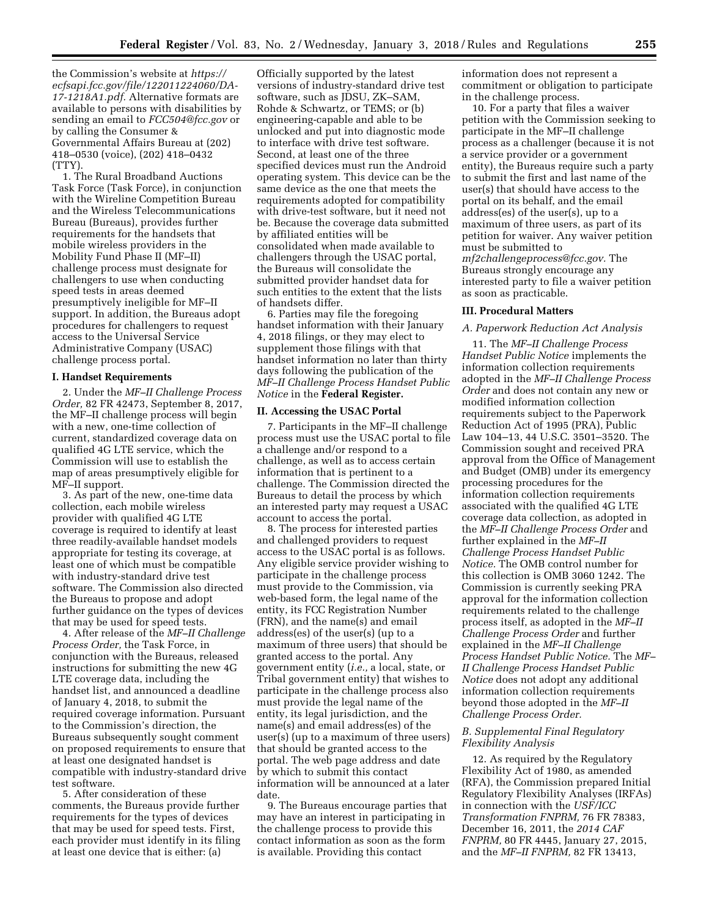the Commission's website at *https://ecfsapi.fcc.gov/file/122011224060/DA-17-1218A1.pdf.* Alternative formats are available to persons with disabilities by sending an email to *FCC504@fcc.gov* or by calling the Consumer & Governmental Affairs Bureau at (202) 418–0530 (voice), (202) 418–0432 (TTY).

1. The Rural Broadband Auctions Task Force (Task Force), in conjunction with the Wireline Competition Bureau and the Wireless Telecommunications Bureau (Bureaus), provides further requirements for the handsets that mobile wireless providers in the Mobility Fund Phase II (MF–II) challenge process must designate for challengers to use when conducting speed tests in areas deemed presumptively ineligible for MF–II support. In addition, the Bureaus adopt procedures for challengers to request access to the Universal Service Administrative Company (USAC) challenge process portal.

## I. Handset Requirements

2. Under the *MF–II Challenge Process Order,* 82 FR 42473, September 8, 2017, the MF–II challenge process will begin with a new, one-time collection of current, standardized coverage data on qualified 4G LTE service, which the Commission will use to establish the map of areas presumptively eligible for MF–II support.

3. As part of the new, one-time data collection, each mobile wireless provider with qualified 4G LTE coverage is required to identify at least three readily-available handset models appropriate for testing its coverage, at least one of which must be compatible with industry-standard drive test software. The Commission also directed the Bureaus to propose and adopt further guidance on the types of devices that may be used for speed tests.

4. After release of the *MF–II Challenge Process Order,* the Task Force, in conjunction with the Bureaus, released instructions for submitting the new 4G LTE coverage data, including the handset list, and announced a deadline of January 4, 2018, to submit the required coverage information. Pursuant to the Commission's direction, the Bureaus subsequently sought comment on proposed requirements to ensure that at least one designated handset is compatible with industry-standard drive test software.

5. After consideration of these comments, the Bureaus provide further requirements for the types of devices that may be used for speed tests. First, each provider must identify in its filing at least one device that is either: (a) Officially supported by the latest versions of industry-standard drive test software, such as JDSU, ZK–SAM, Rohde & Schwartz, or TEMS; or (b) engineering-capable and able to be unlocked and put into diagnostic mode to interface with drive test software. Second, at least one of the three specified devices must run the Android operating system. This device can be the same device as the one that meets the requirements adopted for compatibility with drive-test software, but it need not be. Because the coverage data submitted by affiliated entities will be consolidated when made available to challengers through the USAC portal, the Bureaus will consolidate the submitted provider handset data for such entities to the extent that the lists of handsets differ.

6. Parties may file the foregoing handset information with their January 4, 2018 filings, or they may elect to supplement those filings with that handset information no later than thirty days following the publication of the *MF–II Challenge Process Handset Public Notice* in the **Federal Register.**

## II. Accessing the USAC Portal

7. Participants in the MF–II challenge process must use the USAC portal to file a challenge and/or respond to a challenge, as well as to access certain information that is pertinent to a challenge. The Commission directed the Bureaus to detail the process by which an interested party may request a USAC account to access the portal.

8. The process for interested parties and challenged providers to request access to the USAC portal is as follows. Any eligible service provider wishing to participate in the challenge process must provide to the Commission, via web-based form, the legal name of the entity, its FCC Registration Number (FRN), and the name(s) and email address(es) of the user(s) (up to a maximum of three users) that should be granted access to the portal. Any government entity (*i.e.,* a local, state, or Tribal government entity) that wishes to participate in the challenge process also must provide the legal name of the entity, its legal jurisdiction, and the name(s) and email address(es) of the user(s) (up to a maximum of three users) that should be granted access to the portal. The web page address and date by which to submit this contact information will be announced at a later date.

9. The Bureaus encourage parties that may have an interest in participating in the challenge process to provide this contact information as soon as the form is available. Providing this contact information does not represent a commitment or obligation to participate in the challenge process.

10. For a party that files a waiver petition with the Commission seeking to participate in the MF–II challenge process as a challenger (because it is not a service provider or a government entity), the Bureaus require such a party to submit the first and last name of the user(s) that should have access to the portal on its behalf, and the email address(es) of the user(s), up to a maximum of three users, as part of its petition for waiver. Any waiver petition must be submitted to *mf2challengeprocess@fcc.gov.* The Bureaus strongly encourage any interested party to file a waiver petition as soon as practicable.

## III. Procedural Matters

### A. Paperwork Reduction Act Analysis

11. The *MF–II Challenge Process Handset Public Notice* implements the information collection requirements adopted in the *MF–II Challenge Process Order* and does not contain any new or modified information collection requirements subject to the Paperwork Reduction Act of 1995 (PRA), Public Law 104–13, 44 U.S.C. 3501–3520. The Commission sought and received PRA approval from the Office of Management and Budget (OMB) under its emergency processing procedures for the information collection requirements associated with the qualified 4G LTE coverage data collection, as adopted in the *MF–II Challenge Process Order* and further explained in the *MF–II Challenge Process Handset Public Notice.* The OMB control number for this collection is OMB 3060 1242. The Commission is currently seeking PRA approval for the information collection requirements related to the challenge process itself, as adopted in the *MF–II Challenge Process Order* and further explained in the *MF–II Challenge Process Handset Public Notice.* The *MF–II Challenge Process Handset Public Notice* does not adopt any additional information collection requirements beyond those adopted in the *MF–II Challenge Process Order.*

### B. Supplemental Final Regulatory Flexibility Analysis

12. As required by the Regulatory Flexibility Act of 1980, as amended (RFA), the Commission prepared Initial Regulatory Flexibility Analyses (IRFAs) in connection with the *USF/ICC Transformation FNPRM,* 76 FR 78383, December 16, 2011, the *2014 CAF FNPRM,* 80 FR 4445, January 27, 2015, and the *MF–II FNPRM,* 82 FR 13413,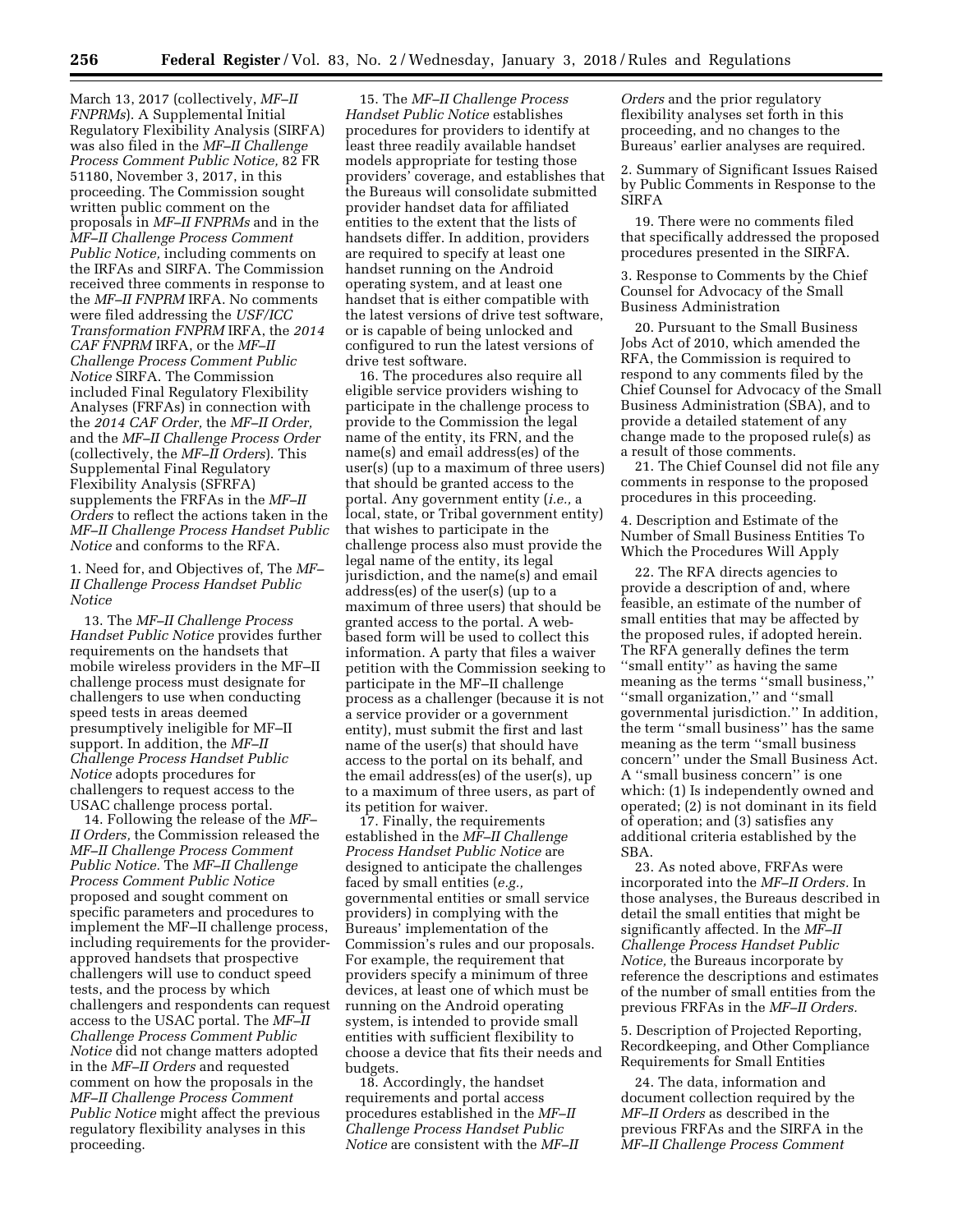March 13, 2017 (collectively, *MF–II FNPRMs*). A Supplemental Initial Regulatory Flexibility Analysis (SIRFA) was also filed in the *MF–II Challenge Process Comment Public Notice,* 82 FR 51180, November 3, 2017, in this proceeding. The Commission sought written public comment on the proposals in *MF–II FNPRMs* and in the *MF–II Challenge Process Comment Public Notice,* including comments on the IRFAs and SIRFA. The Commission received three comments in response to the *MF–II FNPRM* IRFA. No comments were filed addressing the *USF/ICC Transformation FNPRM* IRFA, the *2014 CAF FNPRM* IRFA, or the *MF–II Challenge Process Comment Public Notice* SIRFA. The Commission included Final Regulatory Flexibility Analyses (FRFAs) in connection with the *2014 CAF Order,* the *MF–II Order,* and the *MF–II Challenge Process Order* (collectively, the *MF–II Orders*). This Supplemental Final Regulatory Flexibility Analysis (SFRFA) supplements the FRFAs in the *MF–II Orders* to reflect the actions taken in the *MF–II Challenge Process Handset Public Notice* and conforms to the RFA.

1. Need for, and Objectives of, The *MF–II Challenge Process Handset Public Notice*

13. The *MF–II Challenge Process Handset Public Notice* provides further requirements on the handsets that mobile wireless providers in the MF–II challenge process must designate for challengers to use when conducting speed tests in areas deemed presumptively ineligible for MF–II support. In addition, the *MF–II Challenge Process Handset Public Notice* adopts procedures for challengers to request access to the USAC challenge process portal.

14. Following the release of the *MF–II Orders,* the Commission released the *MF–II Challenge Process Comment Public Notice.* The *MF–II Challenge Process Comment Public Notice* proposed and sought comment on specific parameters and procedures to implement the MF–II challenge process, including requirements for the provider-approved handsets that prospective challengers will use to conduct speed tests, and the process by which challengers and respondents can request access to the USAC portal. The *MF–II Challenge Process Comment Public Notice* did not change matters adopted in the *MF–II Orders* and requested comment on how the proposals in the *MF–II Challenge Process Comment Public Notice* might affect the previous regulatory flexibility analyses in this proceeding.

15. The *MF–II Challenge Process Handset Public Notice* establishes procedures for providers to identify at least three readily available handset models appropriate for testing those providers' coverage, and establishes that the Bureaus will consolidate submitted provider handset data for affiliated entities to the extent that the lists of handsets differ. In addition, providers are required to specify at least one handset running on the Android operating system, and at least one handset that is either compatible with the latest versions of drive test software, or is capable of being unlocked and configured to run the latest versions of drive test software.

16. The procedures also require all eligible service providers wishing to participate in the challenge process to provide to the Commission the legal name of the entity, its FRN, and the name(s) and email address(es) of the user(s) (up to a maximum of three users) that should be granted access to the portal. Any government entity (*i.e.,* a local, state, or Tribal government entity) that wishes to participate in the challenge process also must provide the legal name of the entity, its legal jurisdiction, and the name(s) and email address(es) of the user(s) (up to a maximum of three users) that should be granted access to the portal. A web-based form will be used to collect this information. A party that files a waiver petition with the Commission seeking to participate in the MF–II challenge process as a challenger (because it is not a service provider or a government entity), must submit the first and last name of the user(s) that should have access to the portal on its behalf, and the email address(es) of the user(s), up to a maximum of three users, as part of its petition for waiver.

17. Finally, the requirements established in the *MF–II Challenge Process Handset Public Notice* are designed to anticipate the challenges faced by small entities (*e.g.,* governmental entities or small service providers) in complying with the Bureaus' implementation of the Commission's rules and our proposals. For example, the requirement that providers specify a minimum of three devices, at least one of which must be running on the Android operating system, is intended to provide small entities with sufficient flexibility to choose a device that fits their needs and budgets.

18. Accordingly, the handset requirements and portal access procedures established in the *MF–II Challenge Process Handset Public Notice* are consistent with the *MF–II Orders* and the prior regulatory flexibility analyses set forth in this proceeding, and no changes to the Bureaus' earlier analyses are required.

2. Summary of Significant Issues Raised by Public Comments in Response to the SIRFA

19. There were no comments filed that specifically addressed the proposed procedures presented in the SIRFA.

3. Response to Comments by the Chief Counsel for Advocacy of the Small Business Administration

20. Pursuant to the Small Business Jobs Act of 2010, which amended the RFA, the Commission is required to respond to any comments filed by the Chief Counsel for Advocacy of the Small Business Administration (SBA), and to provide a detailed statement of any change made to the proposed rule(s) as a result of those comments.

21. The Chief Counsel did not file any comments in response to the proposed procedures in this proceeding.

4. Description and Estimate of the Number of Small Business Entities To Which the Procedures Will Apply

22. The RFA directs agencies to provide a description of and, where feasible, an estimate of the number of small entities that may be affected by the proposed rules, if adopted herein. The RFA generally defines the term "small entity" as having the same meaning as the terms "small business," "small organization," and "small governmental jurisdiction." In addition, the term "small business" has the same meaning as the term "small business concern" under the Small Business Act. A "small business concern" is one which: (1) Is independently owned and operated; (2) is not dominant in its field of operation; and (3) satisfies any additional criteria established by the SBA.

23. As noted above, FRFAs were incorporated into the *MF–II Orders.* In those analyses, the Bureaus described in detail the small entities that might be significantly affected. In the *MF–II Challenge Process Handset Public Notice,* the Bureaus incorporate by reference the descriptions and estimates of the number of small entities from the previous FRFAs in the *MF–II Orders.*

5. Description of Projected Reporting, Recordkeeping, and Other Compliance Requirements for Small Entities

24. The data, information and document collection required by the *MF–II Orders* as described in the previous FRFAs and the SIRFA in the *MF–II Challenge Process Comment*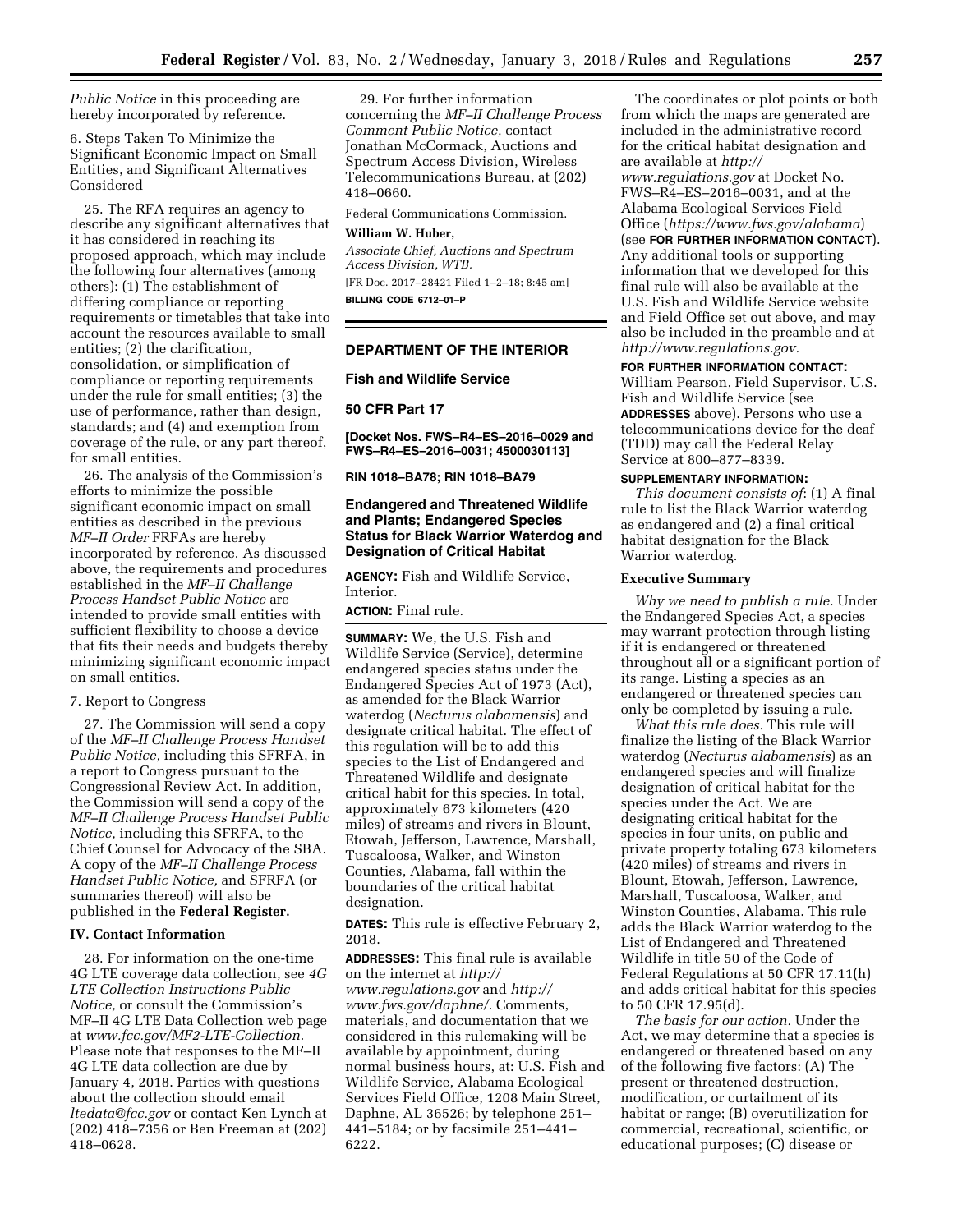*Public Notice* in this proceeding are hereby incorporated by reference.

6. Steps Taken To Minimize the Significant Economic Impact on Small Entities, and Significant Alternatives Considered

25. The RFA requires an agency to describe any significant alternatives that it has considered in reaching its proposed approach, which may include the following four alternatives (among others): (1) The establishment of differing compliance or reporting requirements or timetables that take into account the resources available to small entities; (2) the clarification, consolidation, or simplification of compliance or reporting requirements under the rule for small entities; (3) the use of performance, rather than design, standards; and (4) and exemption from coverage of the rule, or any part thereof, for small entities.

26. The analysis of the Commission's efforts to minimize the possible significant economic impact on small entities as described in the previous *MF–II Order* FRFAs are hereby incorporated by reference. As discussed above, the requirements and procedures established in the *MF–II Challenge Process Handset Public Notice* are intended to provide small entities with sufficient flexibility to choose a device that fits their needs and budgets thereby minimizing significant economic impact on small entities.

7. Report to Congress

27. The Commission will send a copy of the *MF–II Challenge Process Handset Public Notice,* including this SFRFA, in a report to Congress pursuant to the Congressional Review Act. In addition, the Commission will send a copy of the *MF–II Challenge Process Handset Public Notice,* including this SFRFA, to the Chief Counsel for Advocacy of the SBA. A copy of the *MF–II Challenge Process Handset Public Notice,* and SFRFA (or summaries thereof) will also be published in the **Federal Register.**

### IV. Contact Information

28. For information on the one-time 4G LTE coverage data collection, see *4G LTE Collection Instructions Public Notice,* or consult the Commission's MF–II 4G LTE Data Collection web page at *www.fcc.gov/MF2-LTE-Collection.* Please note that responses to the MF–II 4G LTE data collection are due by January 4, 2018. Parties with questions about the collection should email *ltedata@fcc.gov* or contact Ken Lynch at (202) 418–7356 or Ben Freeman at (202) 418–0628.

29. For further information concerning the *MF–II Challenge Process Comment Public Notice,* contact Jonathan McCormack, Auctions and Spectrum Access Division, Wireless Telecommunications Bureau, at (202) 418–0660.

Federal Communications Commission.

**William W. Huber,**

*Associate Chief, Auctions and Spectrum Access Division, WTB.*

[FR Doc. 2017–28421 Filed 1–2–18; 8:45 am]

**BILLING CODE 6712–01–P**

---

## DEPARTMENT OF THE INTERIOR

### Fish and Wildlife Service

### 50 CFR Part 17

**[Docket Nos. FWS–R4–ES–2016–0029 and FWS–R4–ES–2016–0031; 4500030113]**

**RIN 1018–BA78; RIN 1018–BA79**

### Endangered and Threatened Wildlife and Plants; Endangered Species Status for Black Warrior Waterdog and Designation of Critical Habitat

**AGENCY:** Fish and Wildlife Service, Interior.

**ACTION:** Final rule.

**SUMMARY:** We, the U.S. Fish and Wildlife Service (Service), determine endangered species status under the Endangered Species Act of 1973 (Act), as amended for the Black Warrior waterdog (*Necturus alabamensis*) and designate critical habitat. The effect of this regulation will be to add this species to the List of Endangered and Threatened Wildlife and designate critical habit for this species. In total, approximately 673 kilometers (420 miles) of streams and rivers in Blount, Etowah, Jefferson, Lawrence, Marshall, Tuscaloosa, Walker, and Winston Counties, Alabama, fall within the boundaries of the critical habitat designation.

**DATES:** This rule is effective February 2, 2018.

**ADDRESSES:** This final rule is available on the internet at *http://www.regulations.gov* and *http://www.fws.gov/daphne/.* Comments, materials, and documentation that we considered in this rulemaking will be available by appointment, during normal business hours, at: U.S. Fish and Wildlife Service, Alabama Ecological Services Field Office, 1208 Main Street, Daphne, AL 36526; by telephone 251–441–5184; or by facsimile 251–441–6222.

The coordinates or plot points or both from which the maps are generated are included in the administrative record for the critical habitat designation and are available at *http://www.regulations.gov* at Docket No. FWS–R4–ES–2016–0031, and at the Alabama Ecological Services Field Office (*https://www.fws.gov/alabama*) (see **FOR FURTHER INFORMATION CONTACT**). Any additional tools or supporting information that we developed for this final rule will also be available at the U.S. Fish and Wildlife Service website and Field Office set out above, and may also be included in the preamble and at *http://www.regulations.gov.*

**FOR FURTHER INFORMATION CONTACT:** William Pearson, Field Supervisor, U.S. Fish and Wildlife Service (see **ADDRESSES** above). Persons who use a telecommunications device for the deaf (TDD) may call the Federal Relay Service at 800–877–8339.

**SUPPLEMENTARY INFORMATION:**

*This document consists of*: (1) A final rule to list the Black Warrior waterdog as endangered and (2) a final critical habitat designation for the Black Warrior waterdog.

### Executive Summary

*Why we need to publish a rule.* Under the Endangered Species Act, a species may warrant protection through listing if it is endangered or threatened throughout all or a significant portion of its range. Listing a species as an endangered or threatened species can only be completed by issuing a rule.

*What this rule does.* This rule will finalize the listing of the Black Warrior waterdog (*Necturus alabamensis*) as an endangered species and will finalize designation of critical habitat for the species under the Act. We are designating critical habitat for the species in four units, on public and private property totaling 673 kilometers (420 miles) of streams and rivers in Blount, Etowah, Jefferson, Lawrence, Marshall, Tuscaloosa, Walker, and Winston Counties, Alabama. This rule adds the Black Warrior waterdog to the List of Endangered and Threatened Wildlife in title 50 of the Code of Federal Regulations at 50 CFR 17.11(h) and adds critical habitat for this species to 50 CFR 17.95(d).

*The basis for our action.* Under the Act, we may determine that a species is endangered or threatened based on any of the following five factors: (A) The present or threatened destruction, modification, or curtailment of its habitat or range; (B) overutilization for commercial, recreational, scientific, or educational purposes; (C) disease or